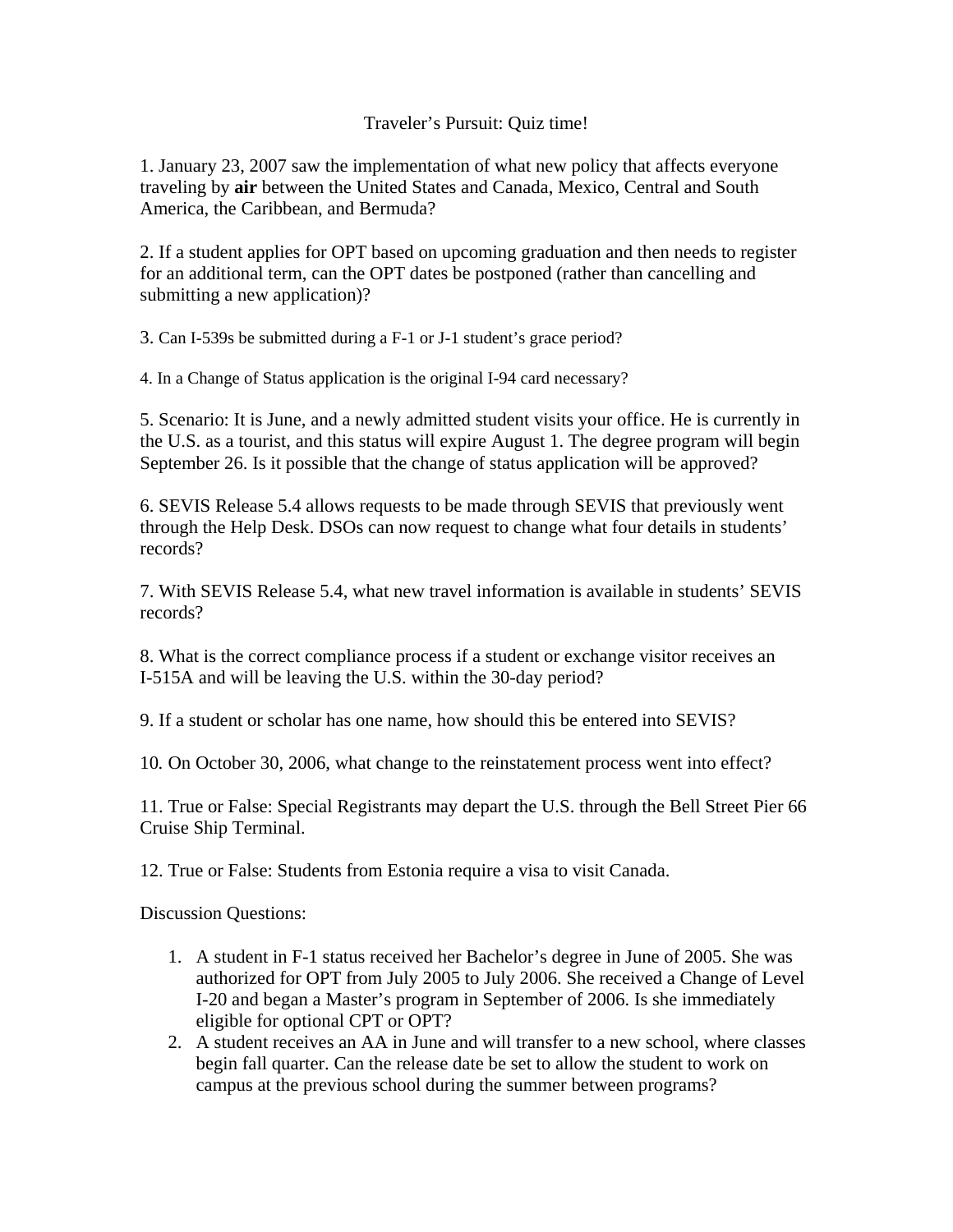# Traveler's Pursuit: Quiz time!

1. January 23, 2007 saw the implementation of what new policy that affects everyone traveling by **air** between the United States and Canada, Mexico, Central and South America, the Caribbean, and Bermuda?

2. If a student applies for OPT based on upcoming graduation and then needs to register for an additional term, can the OPT dates be postponed (rather than cancelling and submitting a new application)?

3. Can I-539s be submitted during a F-1 or J-1 student's grace period?

4. In a Change of Status application is the original I-94 card necessary?

5. Scenario: It is June, and a newly admitted student visits your office. He is currently in the U.S. as a tourist, and this status will expire August 1. The degree program will begin September 26. Is it possible that the change of status application will be approved?

6. SEVIS Release 5.4 allows requests to be made through SEVIS that previously went through the Help Desk. DSOs can now request to change what four details in students' records?

7. With SEVIS Release 5.4, what new travel information is available in students' SEVIS records?

8. What is the correct compliance process if a student or exchange visitor receives an I-515A and will be leaving the U.S. within the 30-day period?

9. If a student or scholar has one name, how should this be entered into SEVIS?

10. On October 30, 2006, what change to the reinstatement process went into effect?

11. True or False: Special Registrants may depart the U.S. through the Bell Street Pier 66 Cruise Ship Terminal.

12. True or False: Students from Estonia require a visa to visit Canada.

Discussion Questions:

1. A student in F-1 status received her Bachelor's degree in June of 2005. She was authorized for OPT from July 2005 to July 2006. She received a Change of Level I-20 and began a Master's program in September of 2006. Is she immediately eligible for optional CPT or OPT?
2. A student receives an AA in June and will transfer to a new school, where classes begin fall quarter. Can the release date be set to allow the student to work on campus at the previous school during the summer between programs?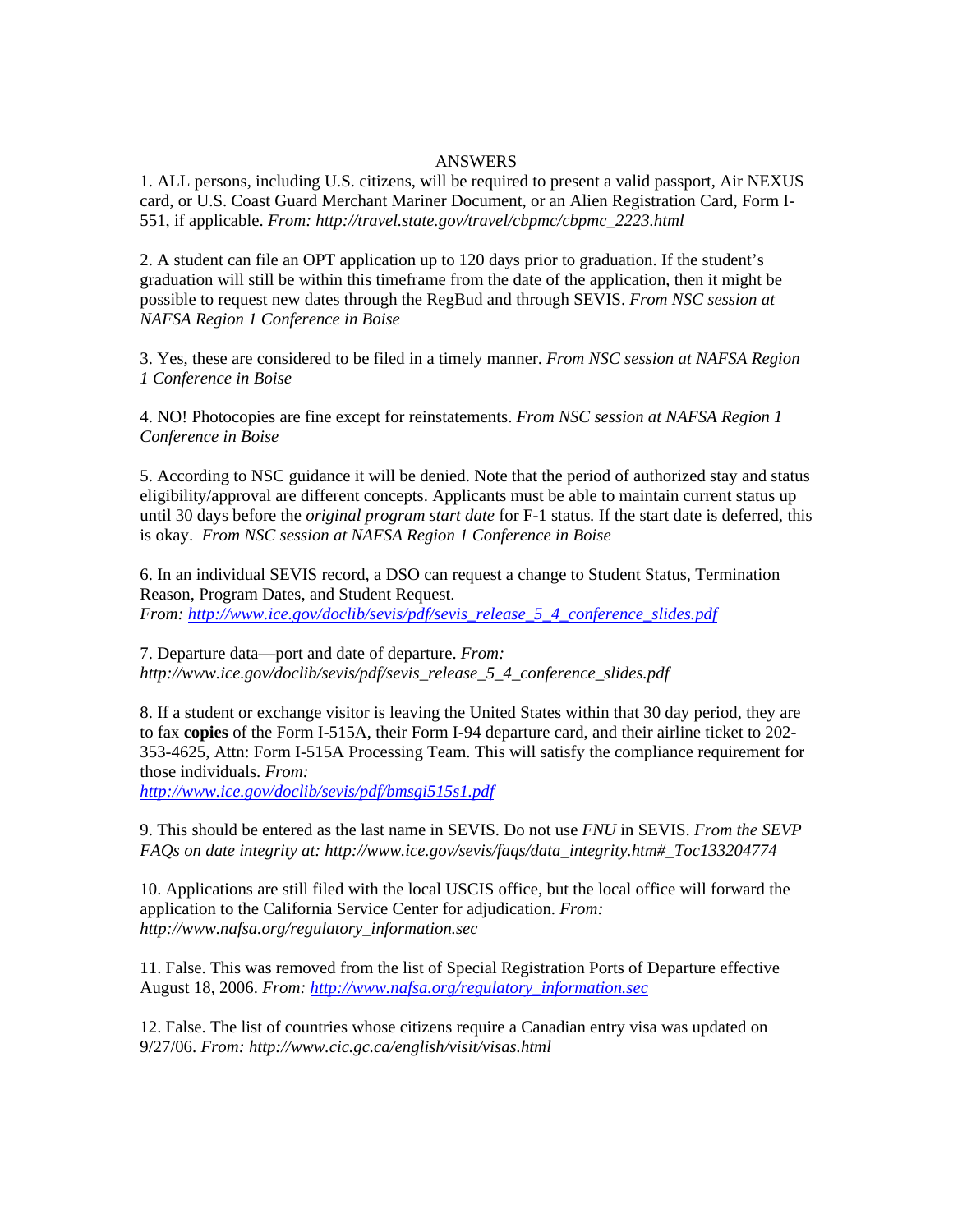ANSWERS

1. ALL persons, including U.S. citizens, will be required to present a valid passport, Air NEXUS card, or U.S. Coast Guard Merchant Mariner Document, or an Alien Registration Card, Form I-551, if applicable. *From: http://travel.state.gov/travel/cbpmc/cbpmc_2223.html*

2. A student can file an OPT application up to 120 days prior to graduation. If the student's graduation will still be within this timeframe from the date of the application, then it might be possible to request new dates through the RegBud and through SEVIS. *From NSC session at NAFSA Region 1 Conference in Boise*

3. Yes, these are considered to be filed in a timely manner. *From NSC session at NAFSA Region 1 Conference in Boise*

4. NO! Photocopies are fine except for reinstatements. *From NSC session at NAFSA Region 1 Conference in Boise*

5. According to NSC guidance it will be denied. Note that the period of authorized stay and status eligibility/approval are different concepts. Applicants must be able to maintain current status up until 30 days before the *original program start date* for F-1 status*.* If the start date is deferred, this is okay. *From NSC session at NAFSA Region 1 Conference in Boise*

6. In an individual SEVIS record, a DSO can request a change to Student Status, Termination Reason, Program Dates, and Student Request.
*From: http://www.ice.gov/doclib/sevis/pdf/sevis_release_5_4_conference_slides.pdf*

7. Departure data—port and date of departure. *From: http://www.ice.gov/doclib/sevis/pdf/sevis_release_5_4_conference_slides.pdf*

8. If a student or exchange visitor is leaving the United States within that 30 day period, they are to fax **copies** of the Form I-515A, their Form I-94 departure card, and their airline ticket to 202-353-4625, Attn: Form I-515A Processing Team. This will satisfy the compliance requirement for those individuals. *From: http://www.ice.gov/doclib/sevis/pdf/bmsgi515s1.pdf*

9. This should be entered as the last name in SEVIS. Do not use *FNU* in SEVIS. *From the SEVP FAQs on date integrity at: http://www.ice.gov/sevis/faqs/data_integrity.htm#_Toc133204774*

10. Applications are still filed with the local USCIS office, but the local office will forward the application to the California Service Center for adjudication. *From: http://www.nafsa.org/regulatory_information.sec*

11. False. This was removed from the list of Special Registration Ports of Departure effective August 18, 2006. *From: http://www.nafsa.org/regulatory_information.sec*

12. False. The list of countries whose citizens require a Canadian entry visa was updated on 9/27/06. *From: http://www.cic.gc.ca/english/visit/visas.html*